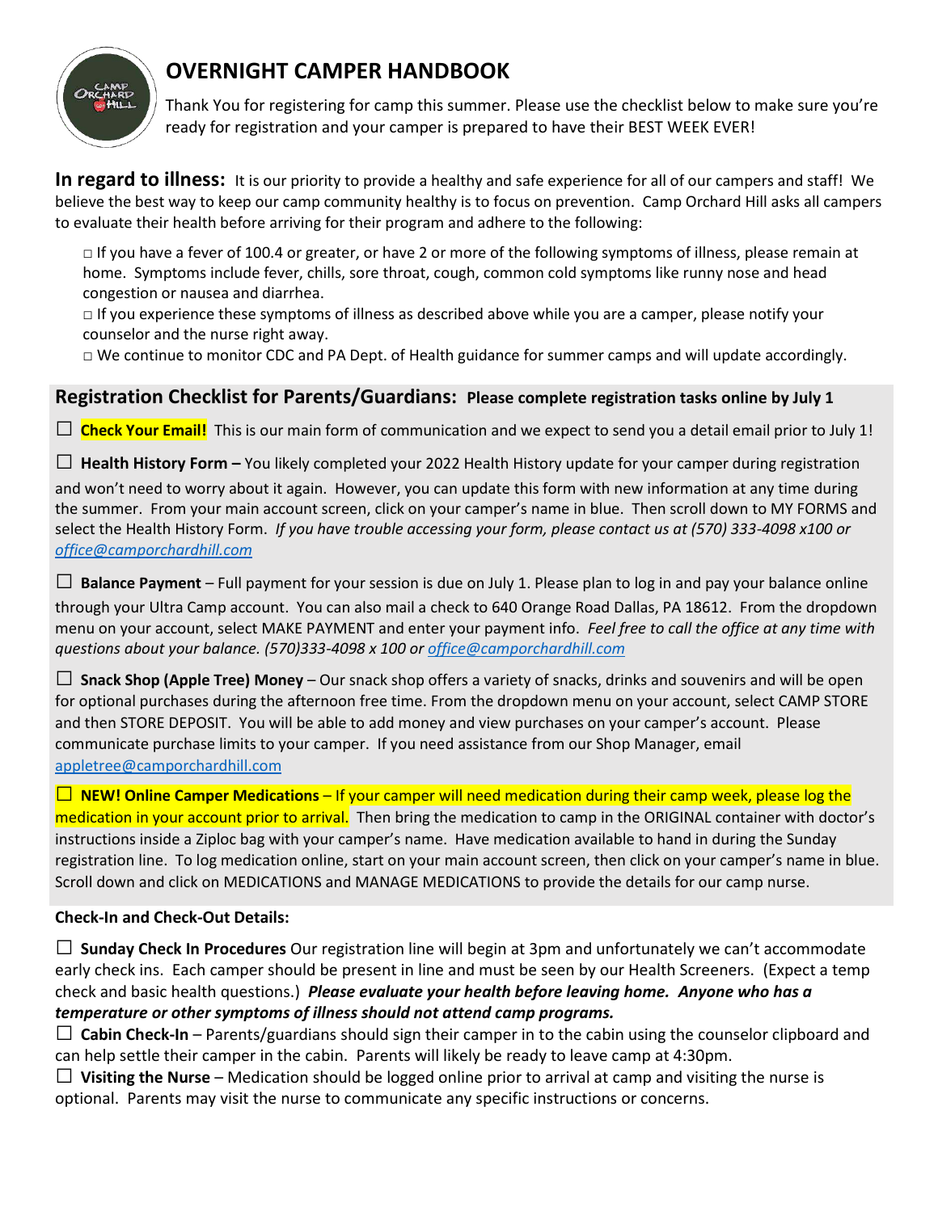# OVERNIGHT CAMPER HANDBOOK

Thank You for registering for camp this summer. Please use the checklist below to make sure you're ready for registration and your camper is prepared to have their BEST WEEK EVER!

**In regard to illness:** It is our priority to provide a healthy and safe experience for all of our campers and staff! We believe the best way to keep our camp community healthy is to focus on prevention. Camp Orchard Hill asks all campers to evaluate their health before arriving for their program and adhere to the following:

- □ If you have a fever of 100.4 or greater, or have 2 or more of the following symptoms of illness, please remain at home. Symptoms include fever, chills, sore throat, cough, common cold symptoms like runny nose and head congestion or nausea and diarrhea.
- □ If you experience these symptoms of illness as described above while you are a camper, please notify your counselor and the nurse right away.
- □ We continue to monitor CDC and PA Dept. of Health guidance for summer camps and will update accordingly.

## Registration Checklist for Parents/Guardians: **Please complete registration tasks online by July 1**

☐ **Check Your Email!** This is our main form of communication and we expect to send you a detail email prior to July 1!

☐ **Health History Form –** You likely completed your 2022 Health History update for your camper during registration and won't need to worry about it again. However, you can update this form with new information at any time during the summer. From your main account screen, click on your camper's name in blue. Then scroll down to MY FORMS and select the Health History Form. *If you have trouble accessing your form, please contact us at (570) 333-4098 x100 or office@camporchardhill.com*

☐ **Balance Payment** – Full payment for your session is due on July 1. Please plan to log in and pay your balance online through your Ultra Camp account. You can also mail a check to 640 Orange Road Dallas, PA 18612. From the dropdown menu on your account, select MAKE PAYMENT and enter your payment info. *Feel free to call the office at any time with questions about your balance. (570)333-4098 x 100 or office@camporchardhill.com*

☐ **Snack Shop (Apple Tree) Money** – Our snack shop offers a variety of snacks, drinks and souvenirs and will be open for optional purchases during the afternoon free time. From the dropdown menu on your account, select CAMP STORE and then STORE DEPOSIT. You will be able to add money and view purchases on your camper's account. Please communicate purchase limits to your camper. If you need assistance from our Shop Manager, email appletree@camporchardhill.com

☐ **NEW! Online Camper Medications** – If your camper will need medication during their camp week, please log the medication in your account prior to arrival. Then bring the medication to camp in the ORIGINAL container with doctor's instructions inside a Ziploc bag with your camper's name. Have medication available to hand in during the Sunday registration line. To log medication online, start on your main account screen, then click on your camper's name in blue. Scroll down and click on MEDICATIONS and MANAGE MEDICATIONS to provide the details for our camp nurse.

**Check-In and Check-Out Details:**

☐ **Sunday Check In Procedures** Our registration line will begin at 3pm and unfortunately we can't accommodate early check ins. Each camper should be present in line and must be seen by our Health Screeners. (Expect a temp check and basic health questions.) ***Please evaluate your health before leaving home. Anyone who has a temperature or other symptoms of illness should not attend camp programs.***

☐ **Cabin Check-In** – Parents/guardians should sign their camper in to the cabin using the counselor clipboard and can help settle their camper in the cabin. Parents will likely be ready to leave camp at 4:30pm.

☐ **Visiting the Nurse** – Medication should be logged online prior to arrival at camp and visiting the nurse is optional. Parents may visit the nurse to communicate any specific instructions or concerns.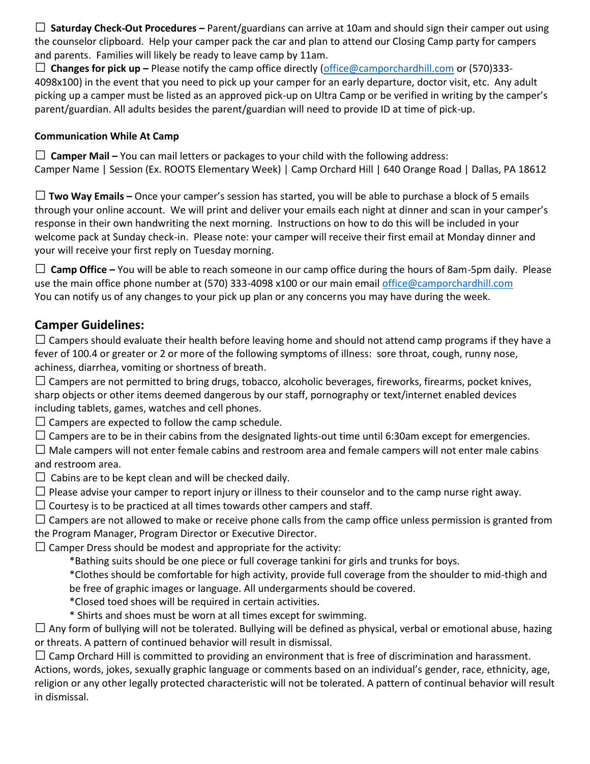☐ **Saturday Check-Out Procedures –** Parent/guardians can arrive at 10am and should sign their camper out using the counselor clipboard. Help your camper pack the car and plan to attend our Closing Camp party for campers and parents. Families will likely be ready to leave camp by 11am.

☐ **Changes for pick up –** Please notify the camp office directly (office@camporchardhill.com or (570)333-4098x100) in the event that you need to pick up your camper for an early departure, doctor visit, etc. Any adult picking up a camper must be listed as an approved pick-up on Ultra Camp or be verified in writing by the camper's parent/guardian. All adults besides the parent/guardian will need to provide ID at time of pick-up.

**Communication While At Camp**

☐ **Camper Mail –** You can mail letters or packages to your child with the following address:
Camper Name | Session (Ex. ROOTS Elementary Week) | Camp Orchard Hill | 640 Orange Road | Dallas, PA 18612

☐ **Two Way Emails –** Once your camper's session has started, you will be able to purchase a block of 5 emails through your online account. We will print and deliver your emails each night at dinner and scan in your camper's response in their own handwriting the next morning. Instructions on how to do this will be included in your welcome pack at Sunday check-in. Please note: your camper will receive their first email at Monday dinner and your will receive your first reply on Tuesday morning.

☐ **Camp Office –** You will be able to reach someone in our camp office during the hours of 8am-5pm daily. Please use the main office phone number at (570) 333-4098 x100 or our main email office@camporchardhill.com
You can notify us of any changes to your pick up plan or any concerns you may have during the week.

## Camper Guidelines:

☐ Campers should evaluate their health before leaving home and should not attend camp programs if they have a fever of 100.4 or greater or 2 or more of the following symptoms of illness: sore throat, cough, runny nose, achiness, diarrhea, vomiting or shortness of breath.

☐ Campers are not permitted to bring drugs, tobacco, alcoholic beverages, fireworks, firearms, pocket knives, sharp objects or other items deemed dangerous by our staff, pornography or text/internet enabled devices including tablets, games, watches and cell phones.

☐ Campers are expected to follow the camp schedule.

☐ Campers are to be in their cabins from the designated lights-out time until 6:30am except for emergencies.

☐ Male campers will not enter female cabins and restroom area and female campers will not enter male cabins and restroom area.

☐ Cabins are to be kept clean and will be checked daily.

☐ Please advise your camper to report injury or illness to their counselor and to the camp nurse right away.

☐ Courtesy is to be practiced at all times towards other campers and staff.

☐ Campers are not allowed to make or receive phone calls from the camp office unless permission is granted from the Program Manager, Program Director or Executive Director.

☐ Camper Dress should be modest and appropriate for the activity:

- *Bathing suits should be one piece or full coverage tankini for girls and trunks for boys.
- *Clothes should be comfortable for high activity, provide full coverage from the shoulder to mid-thigh and be free of graphic images or language. All undergarments should be covered.
- *Closed toed shoes will be required in certain activities.
- * Shirts and shoes must be worn at all times except for swimming.

☐ Any form of bullying will not be tolerated. Bullying will be defined as physical, verbal or emotional abuse, hazing or threats. A pattern of continued behavior will result in dismissal.

☐ Camp Orchard Hill is committed to providing an environment that is free of discrimination and harassment. Actions, words, jokes, sexually graphic language or comments based on an individual's gender, race, ethnicity, age, religion or any other legally protected characteristic will not be tolerated. A pattern of continual behavior will result in dismissal.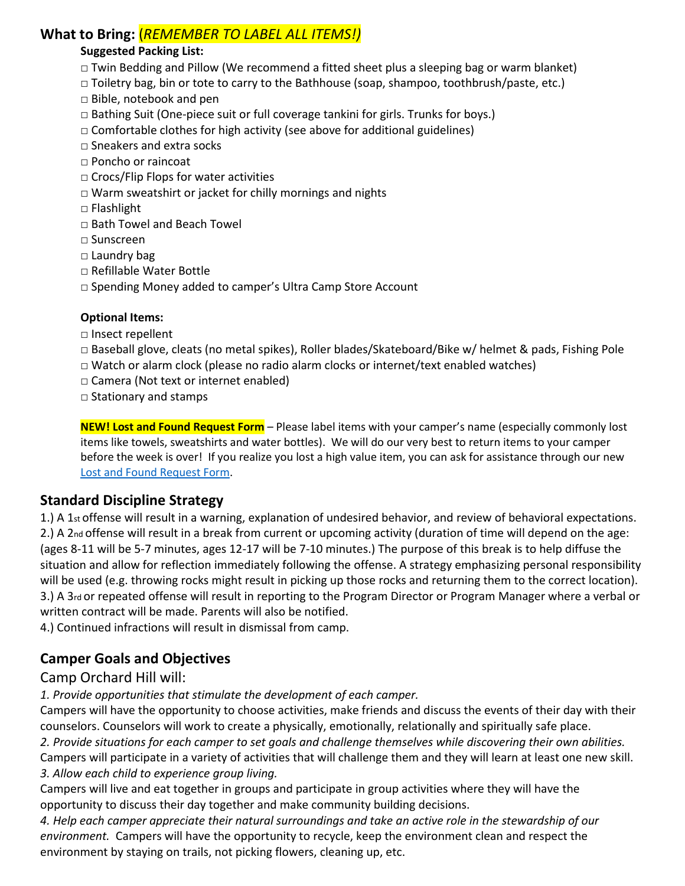## What to Bring: *(REMEMBER TO LABEL ALL ITEMS!)*

**Suggested Packing List:**

□ Twin Bedding and Pillow (We recommend a fitted sheet plus a sleeping bag or warm blanket)
□ Toiletry bag, bin or tote to carry to the Bathhouse (soap, shampoo, toothbrush/paste, etc.)
□ Bible, notebook and pen
□ Bathing Suit (One-piece suit or full coverage tankini for girls. Trunks for boys.)
□ Comfortable clothes for high activity (see above for additional guidelines)
□ Sneakers and extra socks
□ Poncho or raincoat
□ Crocs/Flip Flops for water activities
□ Warm sweatshirt or jacket for chilly mornings and nights
□ Flashlight
□ Bath Towel and Beach Towel
□ Sunscreen
□ Laundry bag
□ Refillable Water Bottle
□ Spending Money added to camper's Ultra Camp Store Account

**Optional Items:**

□ Insect repellent
□ Baseball glove, cleats (no metal spikes), Roller blades/Skateboard/Bike w/ helmet & pads, Fishing Pole
□ Watch or alarm clock (please no radio alarm clocks or internet/text enabled watches)
□ Camera (Not text or internet enabled)
□ Stationary and stamps

**NEW! Lost and Found Request Form** – Please label items with your camper's name (especially commonly lost items like towels, sweatshirts and water bottles). We will do our very best to return items to your camper before the week is over! If you realize you lost a high value item, you can ask for assistance through our new Lost and Found Request Form.

## Standard Discipline Strategy

1.) A 1st offense will result in a warning, explanation of undesired behavior, and review of behavioral expectations.
2.) A 2nd offense will result in a break from current or upcoming activity (duration of time will depend on the age: (ages 8-11 will be 5-7 minutes, ages 12-17 will be 7-10 minutes.) The purpose of this break is to help diffuse the situation and allow for reflection immediately following the offense. A strategy emphasizing personal responsibility will be used (e.g. throwing rocks might result in picking up those rocks and returning them to the correct location).
3.) A 3rd or repeated offense will result in reporting to the Program Director or Program Manager where a verbal or written contract will be made. Parents will also be notified.
4.) Continued infractions will result in dismissal from camp.

## Camper Goals and Objectives

### Camp Orchard Hill will:

*1. Provide opportunities that stimulate the development of each camper.*
Campers will have the opportunity to choose activities, make friends and discuss the events of their day with their counselors. Counselors will work to create a physically, emotionally, relationally and spiritually safe place.
*2. Provide situations for each camper to set goals and challenge themselves while discovering their own abilities.*
Campers will participate in a variety of activities that will challenge them and they will learn at least one new skill.
*3. Allow each child to experience group living.*
Campers will live and eat together in groups and participate in group activities where they will have the opportunity to discuss their day together and make community building decisions.
*4. Help each camper appreciate their natural surroundings and take an active role in the stewardship of our environment.* Campers will have the opportunity to recycle, keep the environment clean and respect the environment by staying on trails, not picking flowers, cleaning up, etc.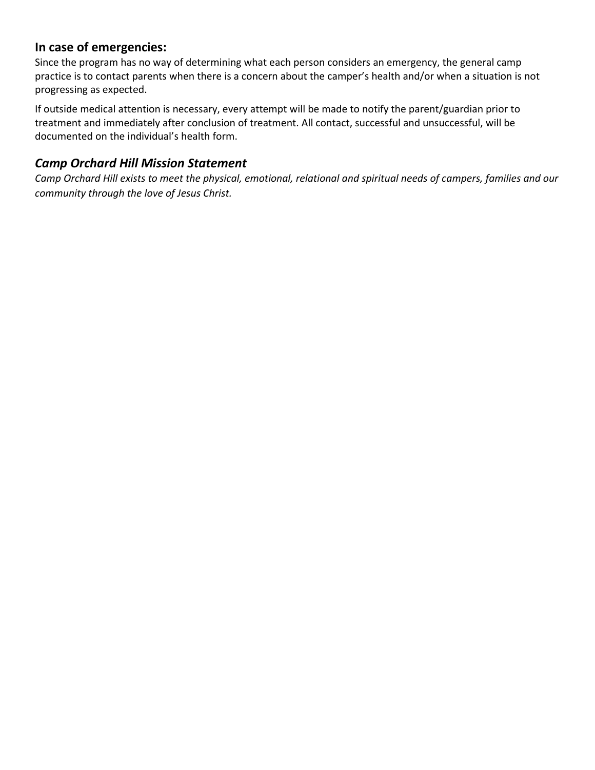## In case of emergencies:

Since the program has no way of determining what each person considers an emergency, the general camp practice is to contact parents when there is a concern about the camper's health and/or when a situation is not progressing as expected.

If outside medical attention is necessary, every attempt will be made to notify the parent/guardian prior to treatment and immediately after conclusion of treatment. All contact, successful and unsuccessful, will be documented on the individual's health form.

## *Camp Orchard Hill Mission Statement*

*Camp Orchard Hill exists to meet the physical, emotional, relational and spiritual needs of campers, families and our community through the love of Jesus Christ.*